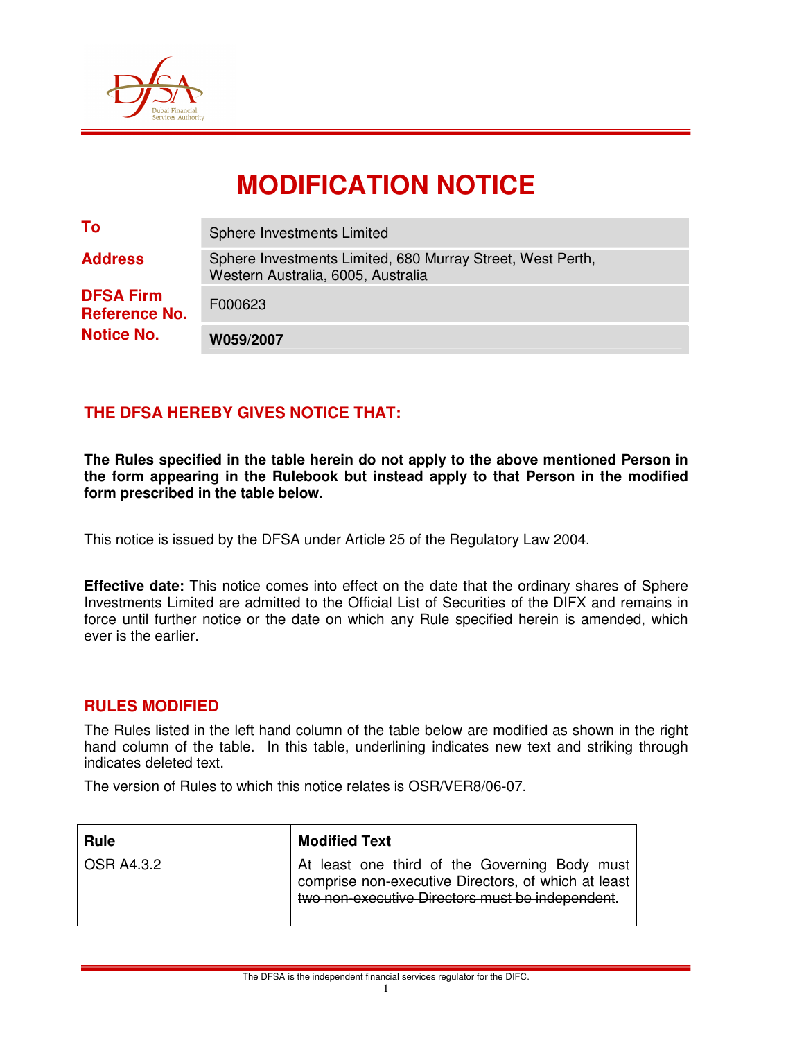# MODIFICATION NOTICE

| | |
|---|---|
| **To** | Sphere Investments Limited |
| **Address** | Sphere Investments Limited, 680 Murray Street, West Perth, Western Australia, 6005, Australia |
| **DFSA Firm Reference No.** | F000623 |
| **Notice No.** | **W059/2007** |

## THE DFSA HEREBY GIVES NOTICE THAT:

**The Rules specified in the table herein do not apply to the above mentioned Person in the form appearing in the Rulebook but instead apply to that Person in the modified form prescribed in the table below.**

This notice is issued by the DFSA under Article 25 of the Regulatory Law 2004.

**Effective date:** This notice comes into effect on the date that the ordinary shares of Sphere Investments Limited are admitted to the Official List of Securities of the DIFX and remains in force until further notice or the date on which any Rule specified herein is amended, which ever is the earlier.

## RULES MODIFIED

The Rules listed in the left hand column of the table below are modified as shown in the right hand column of the table. In this table, underlining indicates new text and striking through indicates deleted text.

The version of Rules to which this notice relates is OSR/VER8/06-07.

| Rule | Modified Text |
|---|---|
| OSR A4.3.2 | At least one third of the Governing Body must comprise non-executive Directors~~, of which at least two non-executive Directors must be independent~~. |

The DFSA is the independent financial services regulator for the DIFC.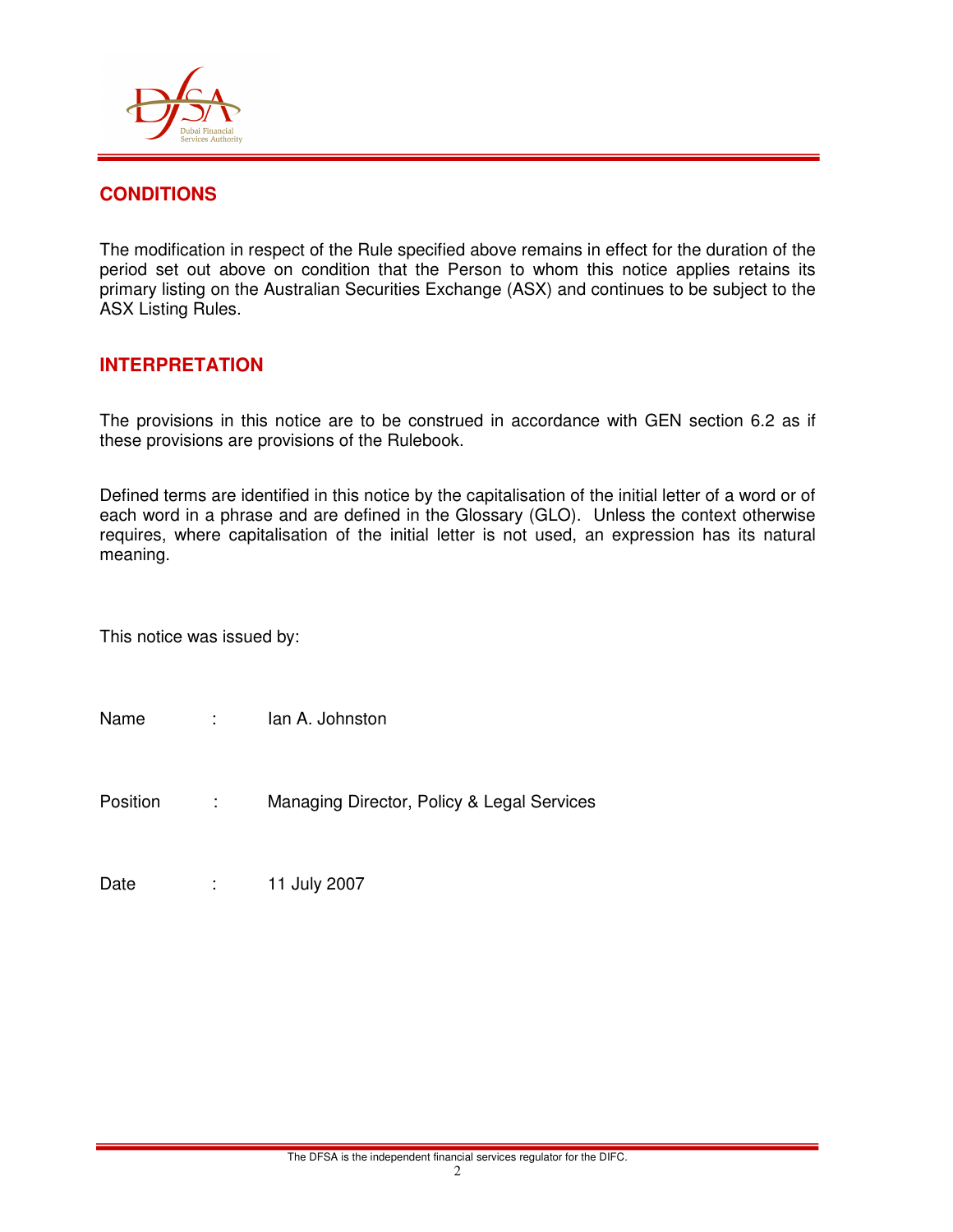## CONDITIONS

The modification in respect of the Rule specified above remains in effect for the duration of the period set out above on condition that the Person to whom this notice applies retains its primary listing on the Australian Securities Exchange (ASX) and continues to be subject to the ASX Listing Rules.

## INTERPRETATION

The provisions in this notice are to be construed in accordance with GEN section 6.2 as if these provisions are provisions of the Rulebook.

Defined terms are identified in this notice by the capitalisation of the initial letter of a word or of each word in a phrase and are defined in the Glossary (GLO). Unless the context otherwise requires, where capitalisation of the initial letter is not used, an expression has its natural meaning.

This notice was issued by:

Name : Ian A. Johnston

Position : Managing Director, Policy & Legal Services

Date : 11 July 2007

The DFSA is the independent financial services regulator for the DIFC.